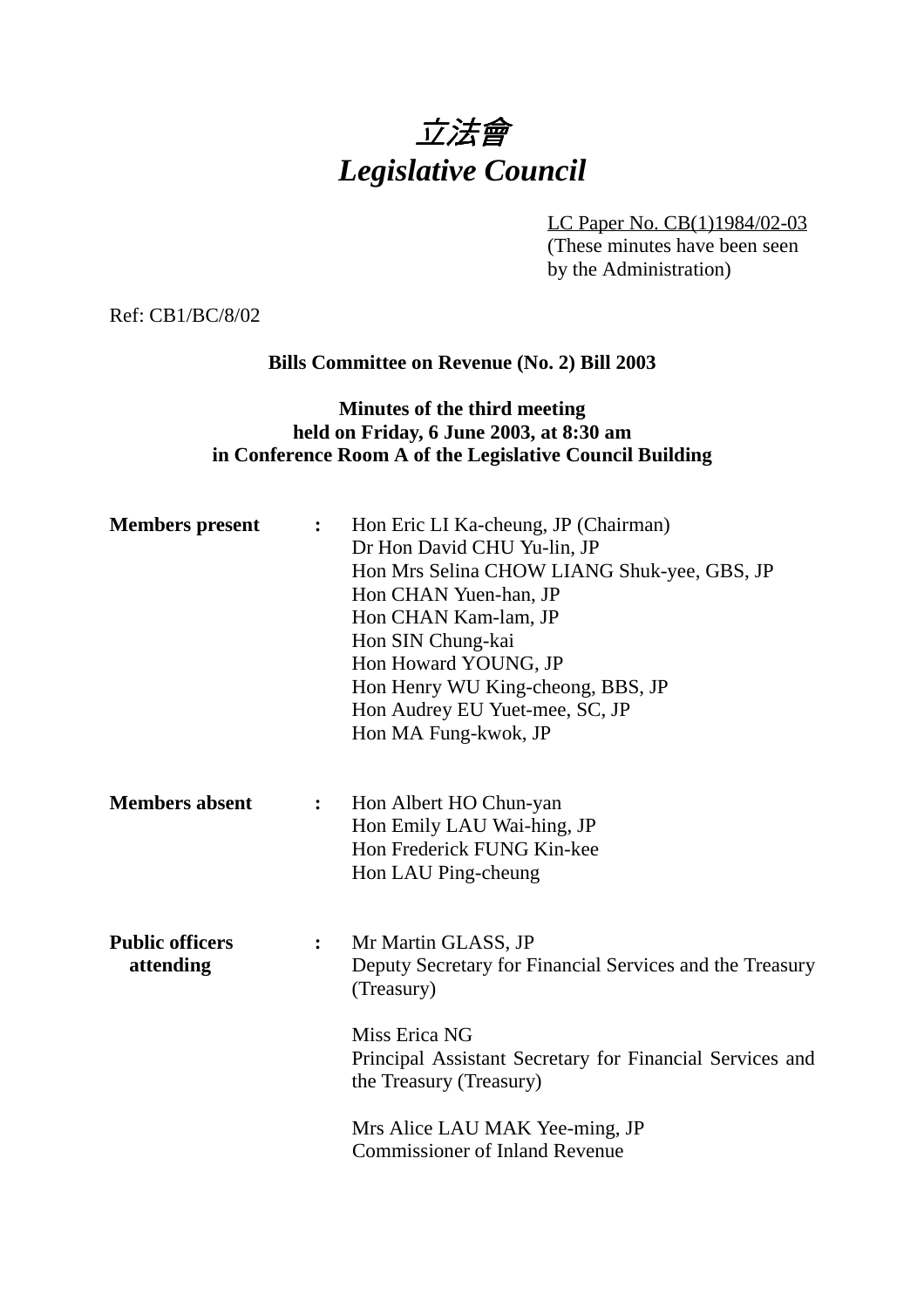# *立法會*
# *Legislative Council*

LC Paper No. CB(1)1984/02-03
(These minutes have been seen by the Administration)

Ref: CB1/BC/8/02

**Bills Committee on Revenue (No. 2) Bill 2003**

**Minutes of the third meeting held on Friday, 6 June 2003, at 8:30 am in Conference Room A of the Legislative Council Building**

**Members present** : Hon Eric LI Ka-cheung, JP (Chairman)
Dr Hon David CHU Yu-lin, JP
Hon Mrs Selina CHOW LIANG Shuk-yee, GBS, JP
Hon CHAN Yuen-han, JP
Hon CHAN Kam-lam, JP
Hon SIN Chung-kai
Hon Howard YOUNG, JP
Hon Henry WU King-cheong, BBS, JP
Hon Audrey EU Yuet-mee, SC, JP
Hon MA Fung-kwok, JP

**Members absent** : Hon Albert HO Chun-yan
Hon Emily LAU Wai-hing, JP
Hon Frederick FUNG Kin-kee
Hon LAU Ping-cheung

**Public officers attending** : Mr Martin GLASS, JP
Deputy Secretary for Financial Services and the Treasury (Treasury)

Miss Erica NG
Principal Assistant Secretary for Financial Services and the Treasury (Treasury)

Mrs Alice LAU MAK Yee-ming, JP
Commissioner of Inland Revenue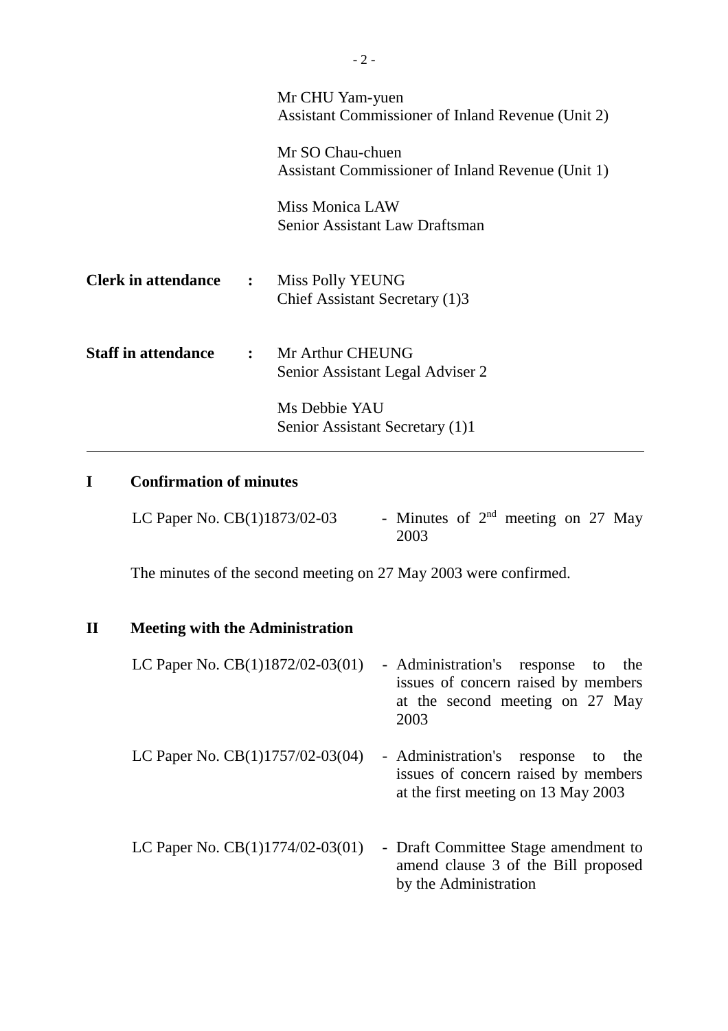| | | |
|---|---|---|
| | | Mr CHU Yam-yuen<br>Assistant Commissioner of Inland Revenue (Unit 2) |
| | | Mr SO Chau-chuen<br>Assistant Commissioner of Inland Revenue (Unit 1) |
| | | Miss Monica LAW<br>Senior Assistant Law Draftsman |
| **Clerk in attendance** | : | Miss Polly YEUNG<br>Chief Assistant Secretary (1)3 |
| **Staff in attendance** | : | Mr Arthur CHEUNG<br>Senior Assistant Legal Adviser 2 |
| | | Ms Debbie YAU<br>Senior Assistant Secretary (1)1 |

---

## I Confirmation of minutes

LC Paper No. CB(1)1873/02-03 - Minutes of 2nd meeting on 27 May 2003

The minutes of the second meeting on 27 May 2003 were confirmed.

## II Meeting with the Administration

LC Paper No. CB(1)1872/02-03(01) - Administration's response to the issues of concern raised by members at the second meeting on 27 May 2003

LC Paper No. CB(1)1757/02-03(04) - Administration's response to the issues of concern raised by members at the first meeting on 13 May 2003

LC Paper No. CB(1)1774/02-03(01) - Draft Committee Stage amendment to amend clause 3 of the Bill proposed by the Administration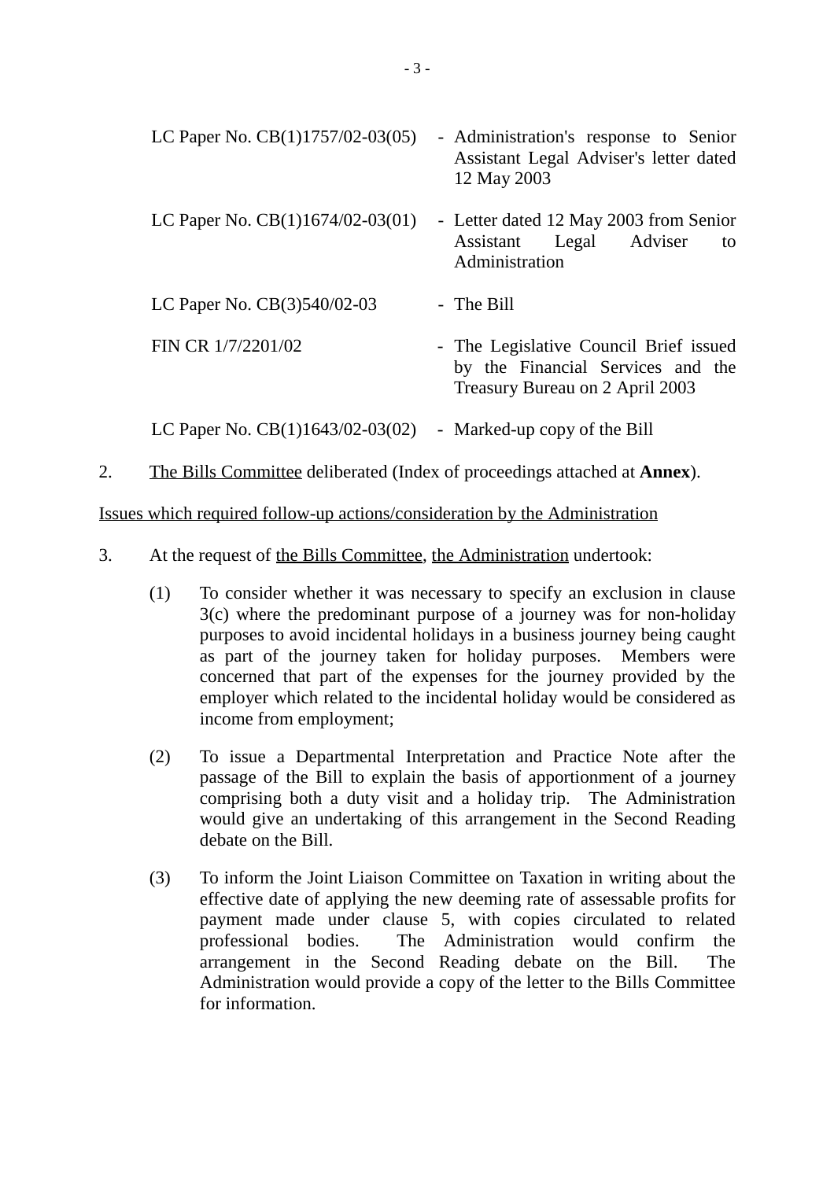| | |
|---|---|
| LC Paper No. CB(1)1757/02-03(05) | - Administration's response to Senior Assistant Legal Adviser's letter dated 12 May 2003 |
| LC Paper No. CB(1)1674/02-03(01) | - Letter dated 12 May 2003 from Senior Assistant Legal Adviser to Administration |
| LC Paper No. CB(3)540/02-03 | - The Bill |
| FIN CR 1/7/2201/02 | - The Legislative Council Brief issued by the Financial Services and the Treasury Bureau on 2 April 2003 |
| LC Paper No. CB(1)1643/02-03(02) | - Marked-up copy of the Bill |

2. The Bills Committee deliberated (Index of proceedings attached at **Annex**).

Issues which required follow-up actions/consideration by the Administration

3. At the request of the Bills Committee, the Administration undertook:

(1) To consider whether it was necessary to specify an exclusion in clause 3(c) where the predominant purpose of a journey was for non-holiday purposes to avoid incidental holidays in a business journey being caught as part of the journey taken for holiday purposes. Members were concerned that part of the expenses for the journey provided by the employer which related to the incidental holiday would be considered as income from employment;

(2) To issue a Departmental Interpretation and Practice Note after the passage of the Bill to explain the basis of apportionment of a journey comprising both a duty visit and a holiday trip. The Administration would give an undertaking of this arrangement in the Second Reading debate on the Bill.

(3) To inform the Joint Liaison Committee on Taxation in writing about the effective date of applying the new deeming rate of assessable profits for payment made under clause 5, with copies circulated to related professional bodies. The Administration would confirm the arrangement in the Second Reading debate on the Bill. The Administration would provide a copy of the letter to the Bills Committee for information.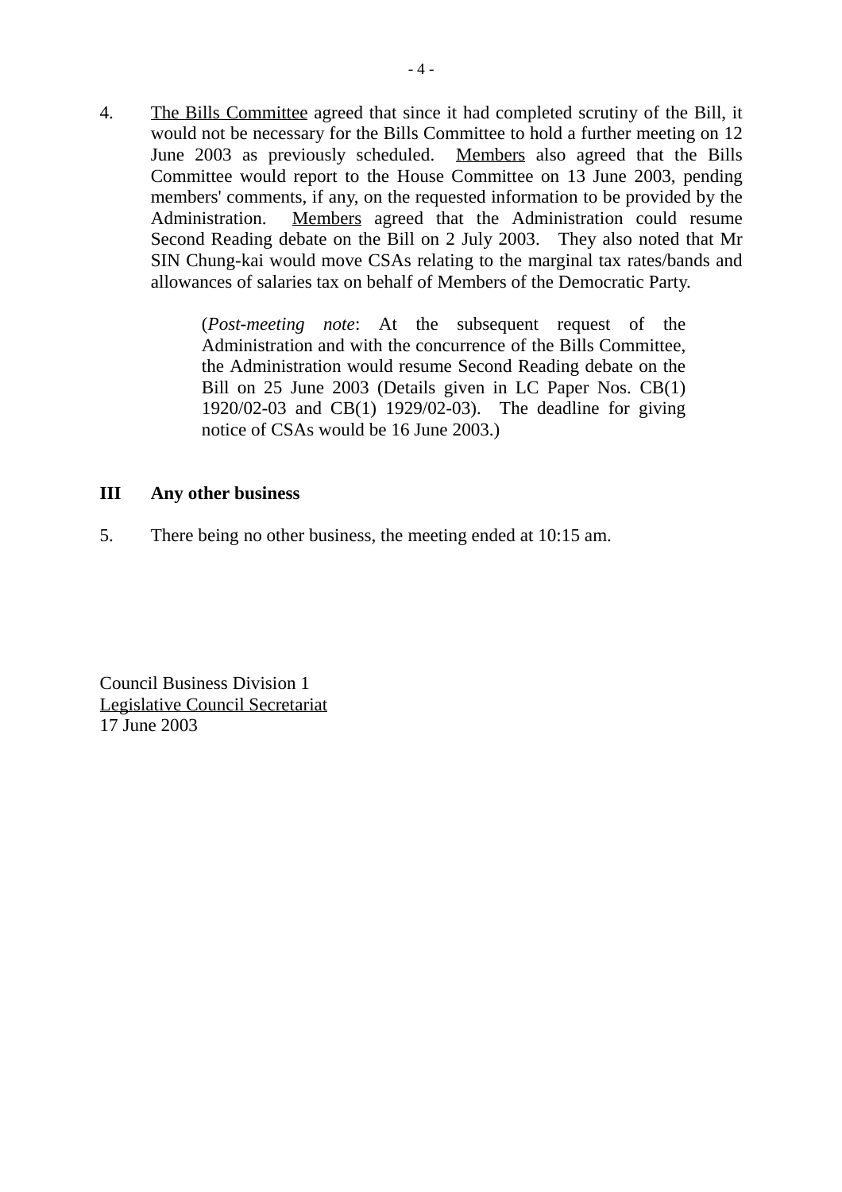4. The Bills Committee agreed that since it had completed scrutiny of the Bill, it would not be necessary for the Bills Committee to hold a further meeting on 12 June 2003 as previously scheduled. Members also agreed that the Bills Committee would report to the House Committee on 13 June 2003, pending members' comments, if any, on the requested information to be provided by the Administration. Members agreed that the Administration could resume Second Reading debate on the Bill on 2 July 2003. They also noted that Mr SIN Chung-kai would move CSAs relating to the marginal tax rates/bands and allowances of salaries tax on behalf of Members of the Democratic Party.

> (*Post-meeting note*: At the subsequent request of the Administration and with the concurrence of the Bills Committee, the Administration would resume Second Reading debate on the Bill on 25 June 2003 (Details given in LC Paper Nos. CB(1) 1920/02-03 and CB(1) 1929/02-03). The deadline for giving notice of CSAs would be 16 June 2003.)

**III Any other business**

5. There being no other business, the meeting ended at 10:15 am.

Council Business Division 1
Legislative Council Secretariat
17 June 2003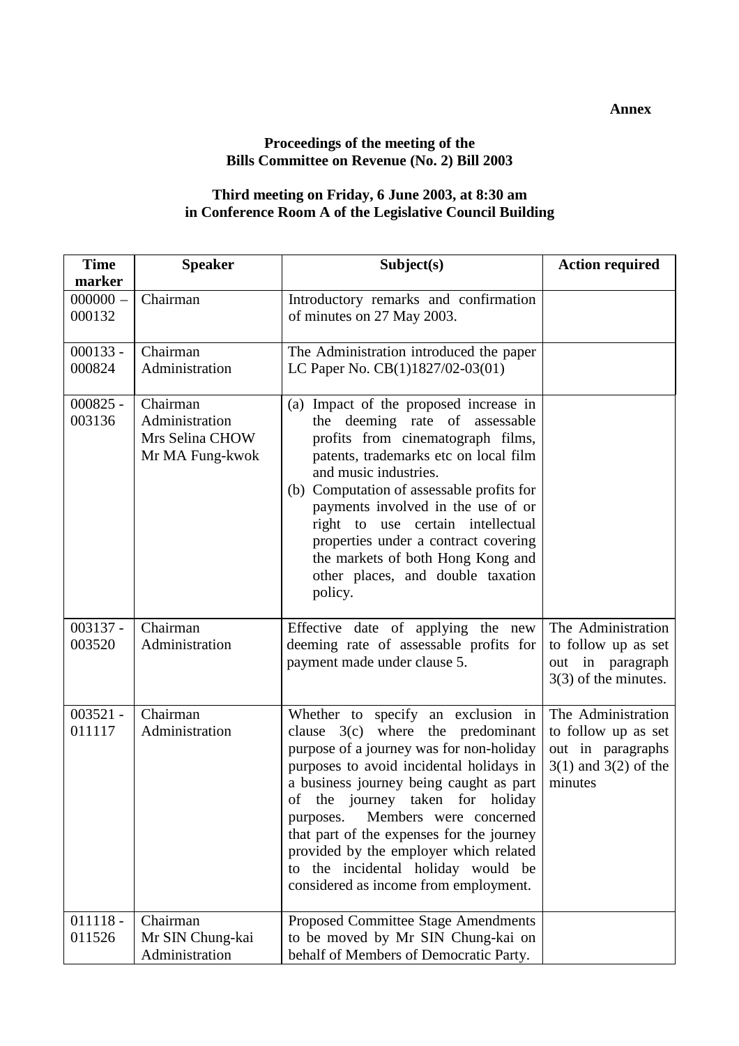**Annex**

**Proceedings of the meeting of the**
**Bills Committee on Revenue (No. 2) Bill 2003**

**Third meeting on Friday, 6 June 2003, at 8:30 am**
**in Conference Room A of the Legislative Council Building**

| Time marker | Speaker | Subject(s) | Action required |
|---|---|---|---|
| 000000 – 000132 | Chairman | Introductory remarks and confirmation of minutes on 27 May 2003. | |
| 000133 - 000824 | Chairman<br>Administration | The Administration introduced the paper LC Paper No. CB(1)1827/02-03(01) | |
| 000825 - 003136 | Chairman<br>Administration<br>Mrs Selina CHOW<br>Mr MA Fung-kwok | (a) Impact of the proposed increase in the deeming rate of assessable profits from cinematograph films, patents, trademarks etc on local film and music industries.<br>(b) Computation of assessable profits for payments involved in the use of or right to use certain intellectual properties under a contract covering the markets of both Hong Kong and other places, and double taxation policy. | |
| 003137 - 003520 | Chairman<br>Administration | Effective date of applying the new deeming rate of assessable profits for payment made under clause 5. | The Administration to follow up as set out in paragraph 3(3) of the minutes. |
| 003521 - 011117 | Chairman<br>Administration | Whether to specify an exclusion in clause 3(c) where the predominant purpose of a journey was for non-holiday purposes to avoid incidental holidays in a business journey being caught as part of the journey taken for holiday purposes. Members were concerned that part of the expenses for the journey provided by the employer which related to the incidental holiday would be considered as income from employment. | The Administration to follow up as set out in paragraphs 3(1) and 3(2) of the minutes |
| 011118 - 011526 | Chairman<br>Mr SIN Chung-kai<br>Administration | Proposed Committee Stage Amendments to be moved by Mr SIN Chung-kai on behalf of Members of Democratic Party. | |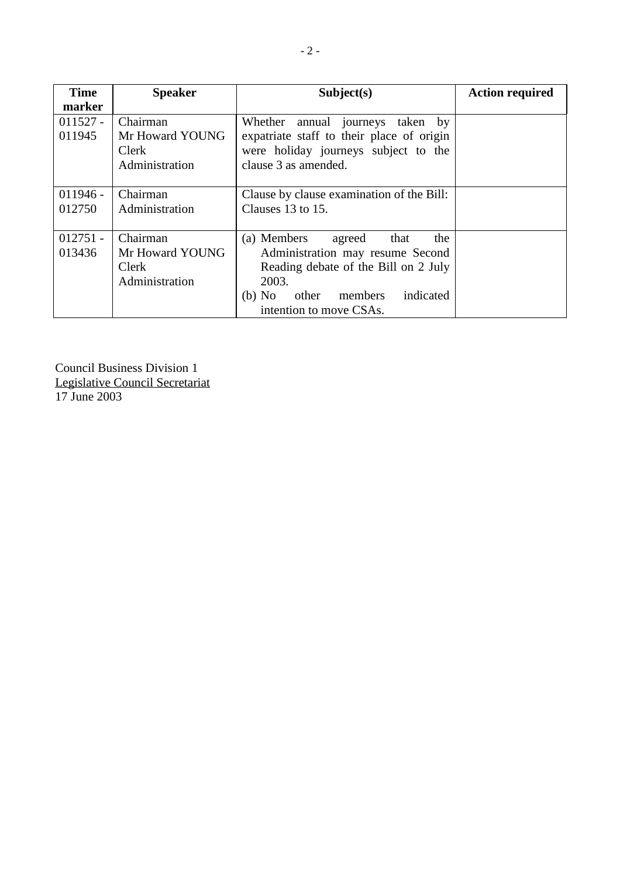| Time marker | Speaker | Subject(s) | Action required |
|---|---|---|---|
| 011527 - 011945 | Chairman<br>Mr Howard YOUNG<br>Clerk<br>Administration | Whether annual journeys taken by expatriate staff to their place of origin were holiday journeys subject to the clause 3 as amended. | |
| 011946 - 012750 | Chairman<br>Administration | Clause by clause examination of the Bill: Clauses 13 to 15. | |
| 012751 - 013436 | Chairman<br>Mr Howard YOUNG<br>Clerk<br>Administration | (a) Members agreed that the Administration may resume Second Reading debate of the Bill on 2 July 2003.<br>(b) No other members indicated intention to move CSAs. | |

Council Business Division 1
Legislative Council Secretariat
17 June 2003